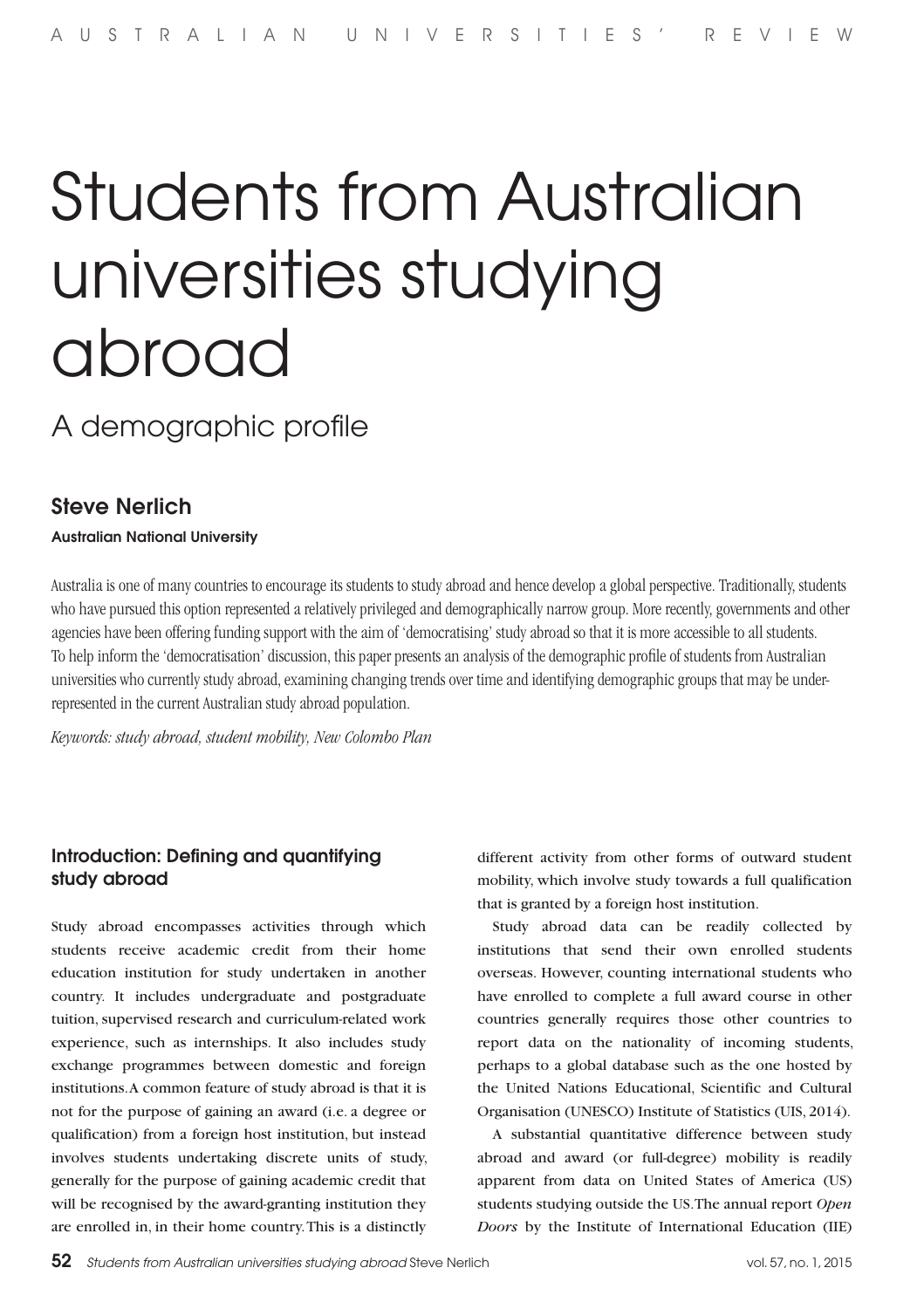# Students from Australian universities studying abroad

## A demographic profile

### Steve Nerlich

**Australian National University**

Australia is one of many countries to encourage its students to study abroad and hence develop a global perspective. Traditionally, students who have pursued this option represented a relatively privileged and demographically narrow group. More recently, governments and other agencies have been offering funding support with the aim of 'democratising' study abroad so that it is more accessible to all students. To help inform the 'democratisation' discussion, this paper presents an analysis of the demographic profile of students from Australian universities who currently study abroad, examining changing trends over time and identifying demographic groups that may be under-represented in the current Australian study abroad population.

*Keywords: study abroad, student mobility, New Colombo Plan*

## Introduction: Defining and quantifying study abroad

Study abroad encompasses activities through which students receive academic credit from their home education institution for study undertaken in another country. It includes undergraduate and postgraduate tuition, supervised research and curriculum-related work experience, such as internships. It also includes study exchange programmes between domestic and foreign institutions. A common feature of study abroad is that it is not for the purpose of gaining an award (i.e. a degree or qualification) from a foreign host institution, but instead involves students undertaking discrete units of study, generally for the purpose of gaining academic credit that will be recognised by the award-granting institution they are enrolled in, in their home country. This is a distinctly different activity from other forms of outward student mobility, which involve study towards a full qualification that is granted by a foreign host institution.

Study abroad data can be readily collected by institutions that send their own enrolled students overseas. However, counting international students who have enrolled to complete a full award course in other countries generally requires those other countries to report data on the nationality of incoming students, perhaps to a global database such as the one hosted by the United Nations Educational, Scientific and Cultural Organisation (UNESCO) Institute of Statistics (UIS, 2014).

A substantial quantitative difference between study abroad and award (or full-degree) mobility is readily apparent from data on United States of America (US) students studying outside the US. The annual report *Open Doors* by the Institute of International Education (IIE)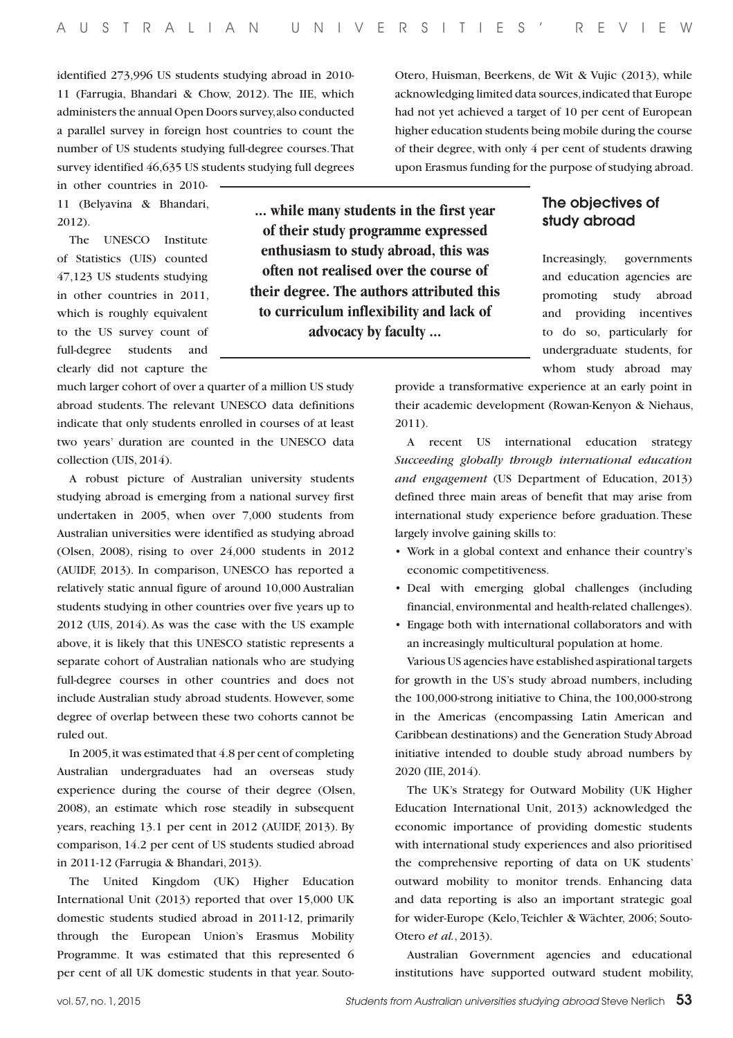identified 273,996 US students studying abroad in 2010-11 (Farrugia, Bhandari & Chow, 2012). The IIE, which administers the annual Open Doors survey, also conducted a parallel survey in foreign host countries to count the number of US students studying full-degree courses. That survey identified 46,635 US students studying full degrees in other countries in 2010-11 (Belyavina & Bhandari, 2012).

The UNESCO Institute of Statistics (UIS) counted 47,123 US students studying in other countries in 2011, which is roughly equivalent to the US survey count of full-degree students and clearly did not capture the much larger cohort of over a quarter of a million US study abroad students. The relevant UNESCO data definitions indicate that only students enrolled in courses of at least two years' duration are counted in the UNESCO data collection (UIS, 2014).

A robust picture of Australian university students studying abroad is emerging from a national survey first undertaken in 2005, when over 7,000 students from Australian universities were identified as studying abroad (Olsen, 2008), rising to over 24,000 students in 2012 (AUIDF, 2013). In comparison, UNESCO has reported a relatively static annual figure of around 10,000 Australian students studying in other countries over five years up to 2012 (UIS, 2014). As was the case with the US example above, it is likely that this UNESCO statistic represents a separate cohort of Australian nationals who are studying full-degree courses in other countries and does not include Australian study abroad students. However, some degree of overlap between these two cohorts cannot be ruled out.

In 2005, it was estimated that 4.8 per cent of completing Australian undergraduates had an overseas study experience during the course of their degree (Olsen, 2008), an estimate which rose steadily in subsequent years, reaching 13.1 per cent in 2012 (AUIDF, 2013). By comparison, 14.2 per cent of US students studied abroad in 2011-12 (Farrugia & Bhandari, 2013).

The United Kingdom (UK) Higher Education International Unit (2013) reported that over 15,000 UK domestic students studied abroad in 2011-12, primarily through the European Union's Erasmus Mobility Programme. It was estimated that this represented 6 per cent of all UK domestic students in that year. Souto-Otero, Huisman, Beerkens, de Wit & Vujic (2013), while acknowledging limited data sources, indicated that Europe had not yet achieved a target of 10 per cent of European higher education students being mobile during the course of their degree, with only 4 per cent of students drawing upon Erasmus funding for the purpose of studying abroad.

**... while many students in the first year of their study programme expressed enthusiasm to study abroad, this was often not realised over the course of their degree. The authors attributed this to curriculum inflexibility and lack of advocacy by faculty ...**

## The objectives of study abroad

Increasingly, governments and education agencies are promoting study abroad and providing incentives to do so, particularly for undergraduate students, for whom study abroad may provide a transformative experience at an early point in their academic development (Rowan-Kenyon & Niehaus, 2011).

A recent US international education strategy *Succeeding globally through international education and engagement* (US Department of Education, 2013) defined three main areas of benefit that may arise from international study experience before graduation. These largely involve gaining skills to:

- Work in a global context and enhance their country's economic competitiveness.
- Deal with emerging global challenges (including financial, environmental and health-related challenges).
- Engage both with international collaborators and with an increasingly multicultural population at home.

Various US agencies have established aspirational targets for growth in the US's study abroad numbers, including the 100,000-strong initiative to China, the 100,000-strong in the Americas (encompassing Latin American and Caribbean destinations) and the Generation Study Abroad initiative intended to double study abroad numbers by 2020 (IIE, 2014).

The UK's Strategy for Outward Mobility (UK Higher Education International Unit, 2013) acknowledged the economic importance of providing domestic students with international study experiences and also prioritised the comprehensive reporting of data on UK students' outward mobility to monitor trends. Enhancing data and data reporting is also an important strategic goal for wider-Europe (Kelo, Teichler & Wächter, 2006; Souto-Otero *et al.*, 2013).

Australian Government agencies and educational institutions have supported outward student mobility,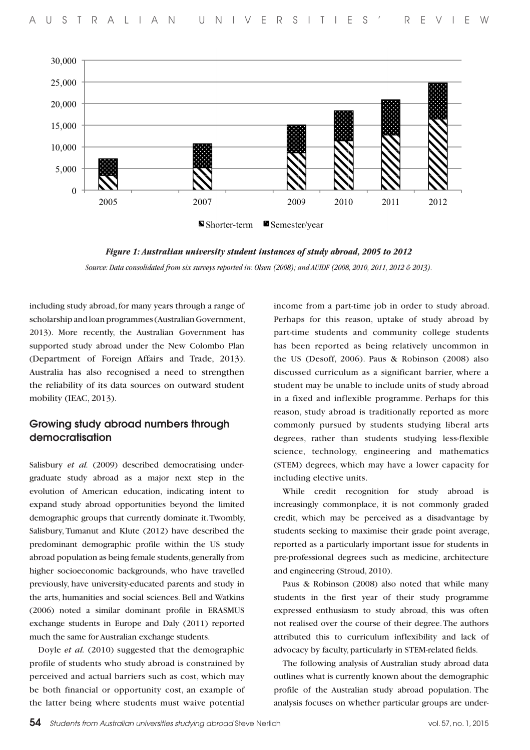Figure 1: Australian university student instances of study abroad, 2005 to 2012

*Source: Data consolidated from six surveys reported in: Olsen (2008); and AUIDF (2008, 2010, 2011, 2012 & 2013).*

including study abroad, for many years through a range of scholarship and loan programmes (Australian Government, 2013). More recently, the Australian Government has supported study abroad under the New Colombo Plan (Department of Foreign Affairs and Trade, 2013). Australia has also recognised a need to strengthen the reliability of its data sources on outward student mobility (IEAC, 2013).

## Growing study abroad numbers through democratisation

Salisbury *et al.* (2009) described democratising undergraduate study abroad as a major next step in the evolution of American education, indicating intent to expand study abroad opportunities beyond the limited demographic groups that currently dominate it. Twombly, Salisbury, Tumanut and Klute (2012) have described the predominant demographic profile within the US study abroad population as being female students, generally from higher socioeconomic backgrounds, who have travelled previously, have university-educated parents and study in the arts, humanities and social sciences. Bell and Watkins (2006) noted a similar dominant profile in ERASMUS exchange students in Europe and Daly (2011) reported much the same for Australian exchange students.

Doyle *et al.* (2010) suggested that the demographic profile of students who study abroad is constrained by perceived and actual barriers such as cost, which may be both financial or opportunity cost, an example of the latter being where students must waive potential income from a part-time job in order to study abroad. Perhaps for this reason, uptake of study abroad by part-time students and community college students has been reported as being relatively uncommon in the US (Desoff, 2006). Paus & Robinson (2008) also discussed curriculum as a significant barrier, where a student may be unable to include units of study abroad in a fixed and inflexible programme. Perhaps for this reason, study abroad is traditionally reported as more commonly pursued by students studying liberal arts degrees, rather than students studying less-flexible science, technology, engineering and mathematics (STEM) degrees, which may have a lower capacity for including elective units.

While credit recognition for study abroad is increasingly commonplace, it is not commonly graded credit, which may be perceived as a disadvantage by students seeking to maximise their grade point average, reported as a particularly important issue for students in pre-professional degrees such as medicine, architecture and engineering (Stroud, 2010).

Paus & Robinson (2008) also noted that while many students in the first year of their study programme expressed enthusiasm to study abroad, this was often not realised over the course of their degree. The authors attributed this to curriculum inflexibility and lack of advocacy by faculty, particularly in STEM-related fields.

The following analysis of Australian study abroad data outlines what is currently known about the demographic profile of the Australian study abroad population. The analysis focuses on whether particular groups are under-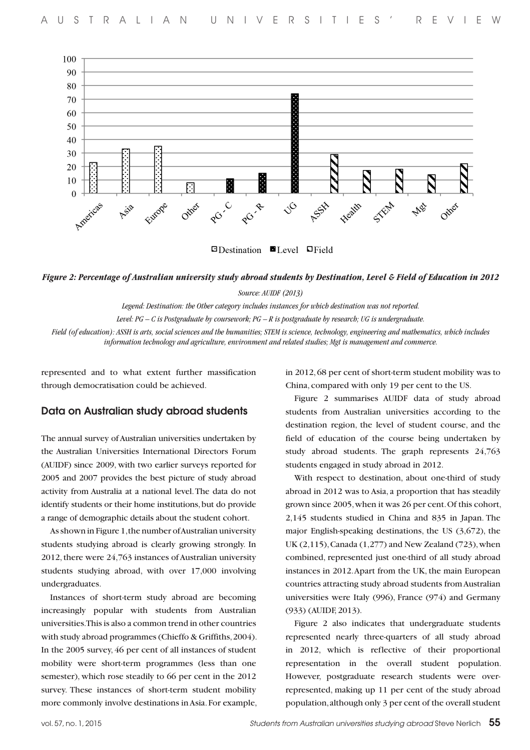Figure 2: *Percentage of Australian university study abroad students by Destination, Level & Field of Education in 2012*

*Source: AUIDF (2013)*

*Legend: Destination: the Other category includes instances for which destination was not reported.*

*Level: PG – C is Postgraduate by coursework; PG – R is postgraduate by research; UG is undergraduate.*

*Field (of education): ASSH is arts, social sciences and the humanities; STEM is science, technology, engineering and mathematics, which includes information technology and agriculture, environment and related studies; Mgt is management and commerce.*

represented and to what extent further massification through democratisation could be achieved.

## Data on Australian study abroad students

The annual survey of Australian universities undertaken by the Australian Universities International Directors Forum (AUIDF) since 2009, with two earlier surveys reported for 2005 and 2007 provides the best picture of study abroad activity from Australia at a national level. The data do not identify students or their home institutions, but do provide a range of demographic details about the student cohort.

As shown in Figure 1, the number of Australian university students studying abroad is clearly growing strongly. In 2012, there were 24,763 instances of Australian university students studying abroad, with over 17,000 involving undergraduates.

Instances of short-term study abroad are becoming increasingly popular with students from Australian universities. This is also a common trend in other countries with study abroad programmes (Chieffo & Griffiths, 2004). In the 2005 survey, 46 per cent of all instances of student mobility were short-term programmes (less than one semester), which rose steadily to 66 per cent in the 2012 survey. These instances of short-term student mobility more commonly involve destinations in Asia. For example, in 2012, 68 per cent of short-term student mobility was to China, compared with only 19 per cent to the US.

Figure 2 summarises AUIDF data of study abroad students from Australian universities according to the destination region, the level of student course, and the field of education of the course being undertaken by study abroad students. The graph represents 24,763 students engaged in study abroad in 2012.

With respect to destination, about one-third of study abroad in 2012 was to Asia, a proportion that has steadily grown since 2005, when it was 26 per cent. Of this cohort, 2,145 students studied in China and 835 in Japan. The major English-speaking destinations, the US (3,672), the UK (2,115), Canada (1,277) and New Zealand (723), when combined, represented just one-third of all study abroad instances in 2012. Apart from the UK, the main European countries attracting study abroad students from Australian universities were Italy (996), France (974) and Germany (933) (AUIDF, 2013).

Figure 2 also indicates that undergraduate students represented nearly three-quarters of all study abroad in 2012, which is reflective of their proportional representation in the overall student population. However, postgraduate research students were over-represented, making up 11 per cent of the study abroad population, although only 3 per cent of the overall student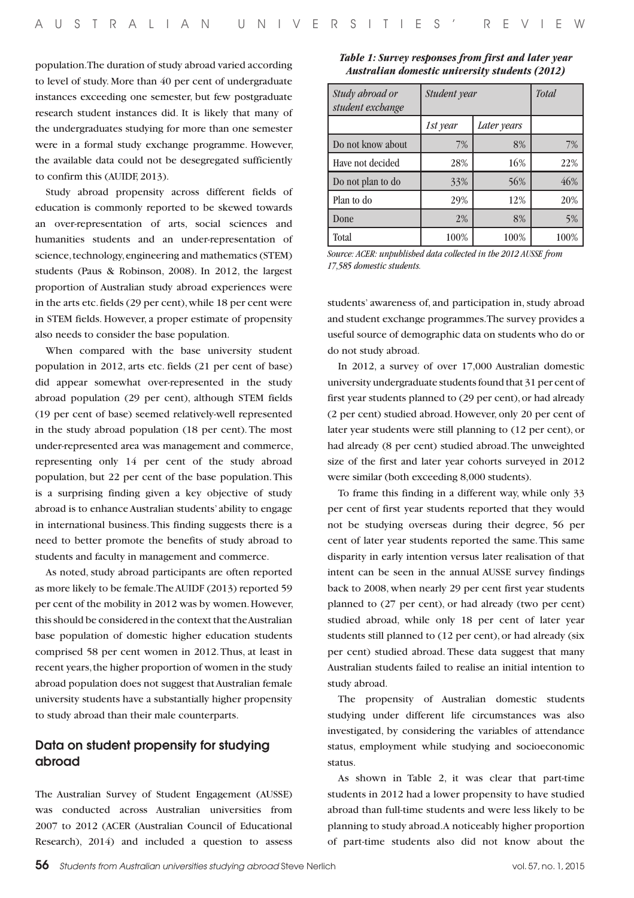population. The duration of study abroad varied according to level of study. More than 40 per cent of undergraduate instances exceeding one semester, but few postgraduate research student instances did. It is likely that many of the undergraduates studying for more than one semester were in a formal study exchange programme. However, the available data could not be desegregated sufficiently to confirm this (AUIDF, 2013).

Study abroad propensity across different fields of education is commonly reported to be skewed towards an over-representation of arts, social sciences and humanities students and an under-representation of science, technology, engineering and mathematics (STEM) students (Paus & Robinson, 2008). In 2012, the largest proportion of Australian study abroad experiences were in the arts etc. fields (29 per cent), while 18 per cent were in STEM fields. However, a proper estimate of propensity also needs to consider the base population.

When compared with the base university student population in 2012, arts etc. fields (21 per cent of base) did appear somewhat over-represented in the study abroad population (29 per cent), although STEM fields (19 per cent of base) seemed relatively-well represented in the study abroad population (18 per cent). The most under-represented area was management and commerce, representing only 14 per cent of the study abroad population, but 22 per cent of the base population. This is a surprising finding given a key objective of study abroad is to enhance Australian students' ability to engage in international business. This finding suggests there is a need to better promote the benefits of study abroad to students and faculty in management and commerce.

As noted, study abroad participants are often reported as more likely to be female. The AUIDF (2013) reported 59 per cent of the mobility in 2012 was by women. However, this should be considered in the context that the Australian base population of domestic higher education students comprised 58 per cent women in 2012. Thus, at least in recent years, the higher proportion of women in the study abroad population does not suggest that Australian female university students have a substantially higher propensity to study abroad than their male counterparts.

## Data on student propensity for studying abroad

The Australian Survey of Student Engagement (AUSSE) was conducted across Australian universities from 2007 to 2012 (ACER (Australian Council of Educational Research), 2014) and included a question to assess students' awareness of, and participation in, study abroad and student exchange programmes. The survey provides a useful source of demographic data on students who do or do not study abroad.

***Table 1: Survey responses from first and later year Australian domestic university students (2012)***

| *Study abroad or student exchange* | *Student year* | | *Total* |
|---|---|---|---|
| | *1st year* | *Later years* | |
| Do not know about | 7% | 8% | 7% |
| Have not decided | 28% | 16% | 22% |
| Do not plan to do | 33% | 56% | 46% |
| Plan to do | 29% | 12% | 20% |
| Done | 2% | 8% | 5% |
| Total | 100% | 100% | 100% |

*Source: ACER: unpublished data collected in the 2012 AUSSE from 17,585 domestic students.*

In 2012, a survey of over 17,000 Australian domestic university undergraduate students found that 31 per cent of first year students planned to (29 per cent), or had already (2 per cent) studied abroad. However, only 20 per cent of later year students were still planning to (12 per cent), or had already (8 per cent) studied abroad. The unweighted size of the first and later year cohorts surveyed in 2012 were similar (both exceeding 8,000 students).

To frame this finding in a different way, while only 33 per cent of first year students reported that they would not be studying overseas during their degree, 56 per cent of later year students reported the same. This same disparity in early intention versus later realisation of that intent can be seen in the annual AUSSE survey findings back to 2008, when nearly 29 per cent first year students planned to (27 per cent), or had already (two per cent) studied abroad, while only 18 per cent of later year students still planned to (12 per cent), or had already (six per cent) studied abroad. These data suggest that many Australian students failed to realise an initial intention to study abroad.

The propensity of Australian domestic students studying under different life circumstances was also investigated, by considering the variables of attendance status, employment while studying and socioeconomic status.

As shown in Table 2, it was clear that part-time students in 2012 had a lower propensity to have studied abroad than full-time students and were less likely to be planning to study abroad. A noticeably higher proportion of part-time students also did not know about the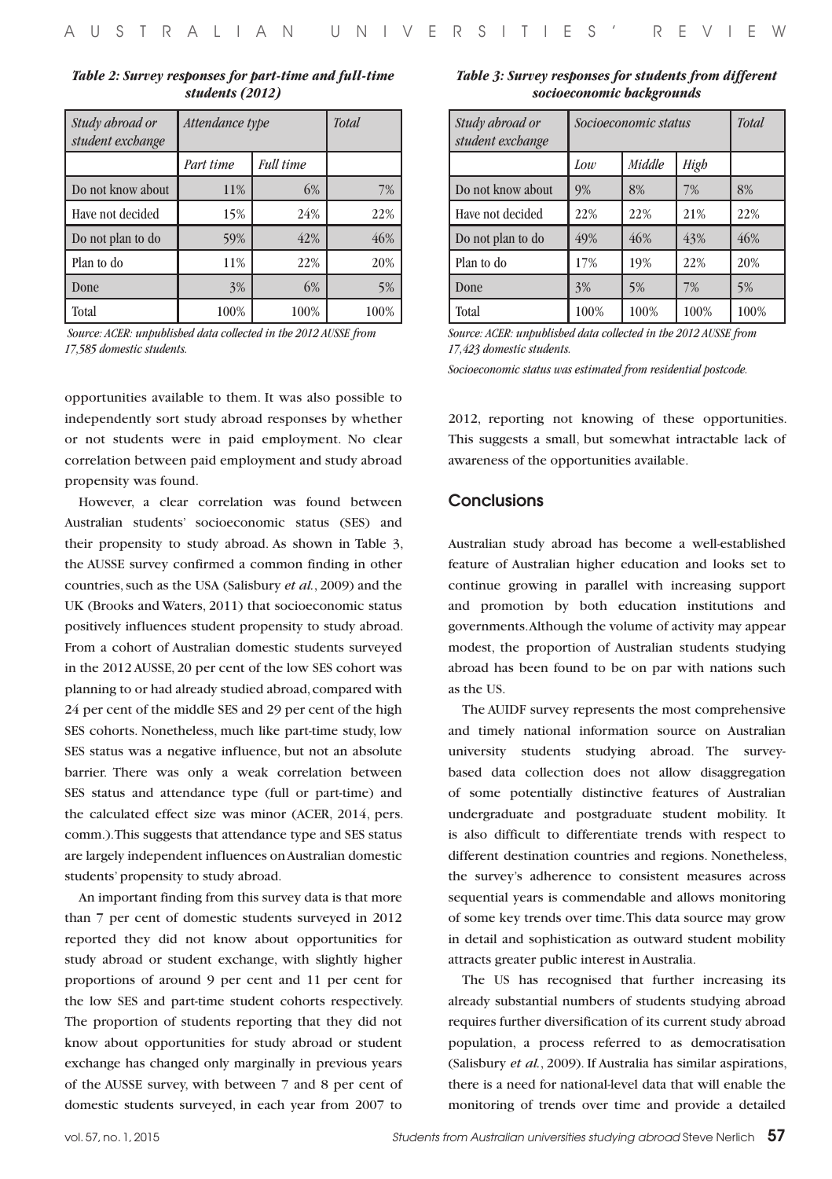*Table 2: Survey responses for part-time and full-time students (2012)*

| Study abroad or student exchange | Attendance type | | Total |
|---|---|---|---|
| | Part time | Full time | |
| Do not know about | 11% | 6% | 7% |
| Have not decided | 15% | 24% | 22% |
| Do not plan to do | 59% | 42% | 46% |
| Plan to do | 11% | 22% | 20% |
| Done | 3% | 6% | 5% |
| Total | 100% | 100% | 100% |

*Source: ACER: unpublished data collected in the 2012 AUSSE from 17,585 domestic students.*

*Table 3: Survey responses for students from different socioeconomic backgrounds*

| Study abroad or student exchange | Socioeconomic status | | | Total |
|---|---|---|---|---|
| | Low | Middle | High | |
| Do not know about | 9% | 8% | 7% | 8% |
| Have not decided | 22% | 22% | 21% | 22% |
| Do not plan to do | 49% | 46% | 43% | 46% |
| Plan to do | 17% | 19% | 22% | 20% |
| Done | 3% | 5% | 7% | 5% |
| Total | 100% | 100% | 100% | 100% |

*Source: ACER: unpublished data collected in the 2012 AUSSE from 17,423 domestic students.*

*Socioeconomic status was estimated from residential postcode.*

opportunities available to them. It was also possible to independently sort study abroad responses by whether or not students were in paid employment. No clear correlation between paid employment and study abroad propensity was found.

However, a clear correlation was found between Australian students' socioeconomic status (SES) and their propensity to study abroad. As shown in Table 3, the AUSSE survey confirmed a common finding in other countries, such as the USA (Salisbury *et al.*, 2009) and the UK (Brooks and Waters, 2011) that socioeconomic status positively influences student propensity to study abroad. From a cohort of Australian domestic students surveyed in the 2012 AUSSE, 20 per cent of the low SES cohort was planning to or had already studied abroad, compared with 24 per cent of the middle SES and 29 per cent of the high SES cohorts. Nonetheless, much like part-time study, low SES status was a negative influence, but not an absolute barrier. There was only a weak correlation between SES status and attendance type (full or part-time) and the calculated effect size was minor (ACER, 2014, pers. comm.). This suggests that attendance type and SES status are largely independent influences on Australian domestic students' propensity to study abroad.

An important finding from this survey data is that more than 7 per cent of domestic students surveyed in 2012 reported they did not know about opportunities for study abroad or student exchange, with slightly higher proportions of around 9 per cent and 11 per cent for the low SES and part-time student cohorts respectively. The proportion of students reporting that they did not know about opportunities for study abroad or student exchange has changed only marginally in previous years of the AUSSE survey, with between 7 and 8 per cent of domestic students surveyed, in each year from 2007 to 2012, reporting not knowing of these opportunities. This suggests a small, but somewhat intractable lack of awareness of the opportunities available.

## Conclusions

Australian study abroad has become a well-established feature of Australian higher education and looks set to continue growing in parallel with increasing support and promotion by both education institutions and governments. Although the volume of activity may appear modest, the proportion of Australian students studying abroad has been found to be on par with nations such as the US.

The AUIDF survey represents the most comprehensive and timely national information source on Australian university students studying abroad. The survey-based data collection does not allow disaggregation of some potentially distinctive features of Australian undergraduate and postgraduate student mobility. It is also difficult to differentiate trends with respect to different destination countries and regions. Nonetheless, the survey's adherence to consistent measures across sequential years is commendable and allows monitoring of some key trends over time. This data source may grow in detail and sophistication as outward student mobility attracts greater public interest in Australia.

The US has recognised that further increasing its already substantial numbers of students studying abroad requires further diversification of its current study abroad population, a process referred to as democratisation (Salisbury *et al.*, 2009). If Australia has similar aspirations, there is a need for national-level data that will enable the monitoring of trends over time and provide a detailed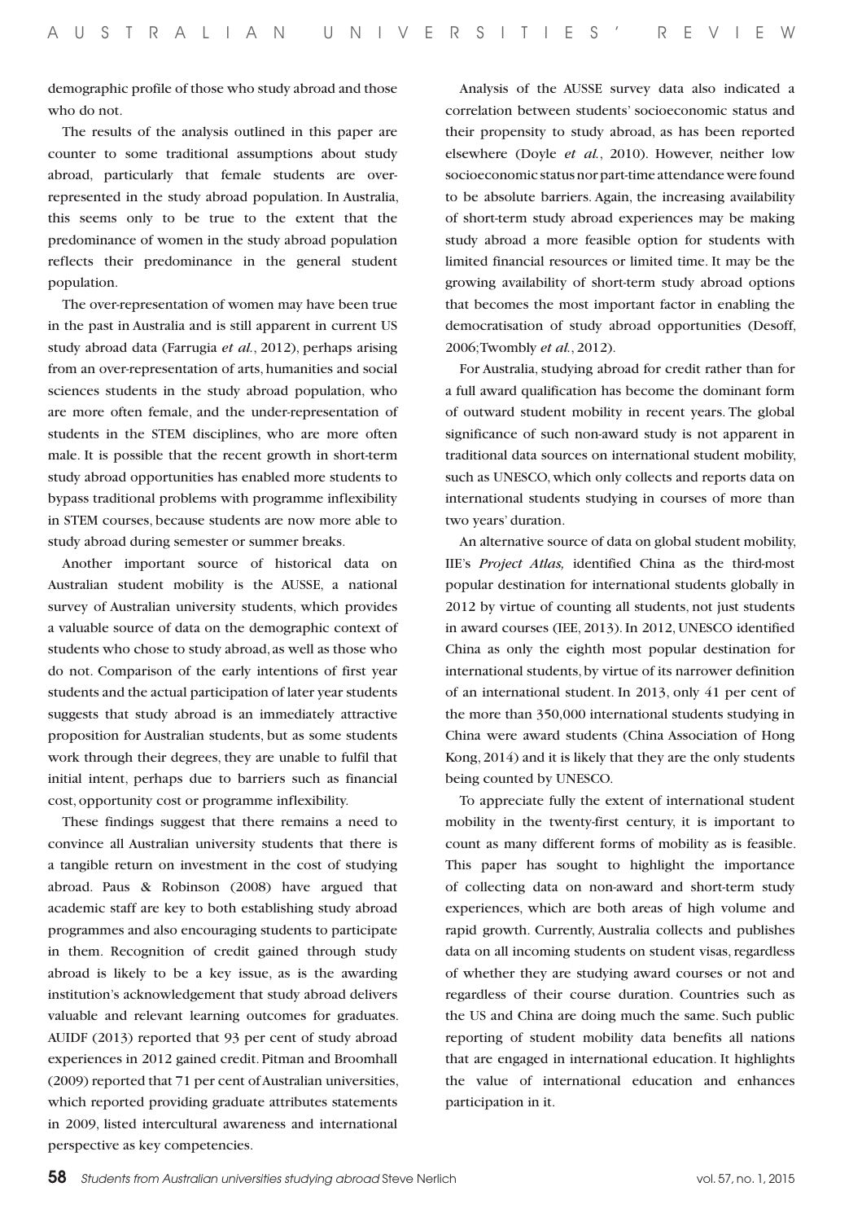demographic profile of those who study abroad and those who do not.

The results of the analysis outlined in this paper are counter to some traditional assumptions about study abroad, particularly that female students are over-represented in the study abroad population. In Australia, this seems only to be true to the extent that the predominance of women in the study abroad population reflects their predominance in the general student population.

The over-representation of women may have been true in the past in Australia and is still apparent in current US study abroad data (Farrugia *et al.*, 2012), perhaps arising from an over-representation of arts, humanities and social sciences students in the study abroad population, who are more often female, and the under-representation of students in the STEM disciplines, who are more often male. It is possible that the recent growth in short-term study abroad opportunities has enabled more students to bypass traditional problems with programme inflexibility in STEM courses, because students are now more able to study abroad during semester or summer breaks.

Another important source of historical data on Australian student mobility is the AUSSE, a national survey of Australian university students, which provides a valuable source of data on the demographic context of students who chose to study abroad, as well as those who do not. Comparison of the early intentions of first year students and the actual participation of later year students suggests that study abroad is an immediately attractive proposition for Australian students, but as some students work through their degrees, they are unable to fulfil that initial intent, perhaps due to barriers such as financial cost, opportunity cost or programme inflexibility.

These findings suggest that there remains a need to convince all Australian university students that there is a tangible return on investment in the cost of studying abroad. Paus & Robinson (2008) have argued that academic staff are key to both establishing study abroad programmes and also encouraging students to participate in them. Recognition of credit gained through study abroad is likely to be a key issue, as is the awarding institution's acknowledgement that study abroad delivers valuable and relevant learning outcomes for graduates. AUIDF (2013) reported that 93 per cent of study abroad experiences in 2012 gained credit. Pitman and Broomhall (2009) reported that 71 per cent of Australian universities, which reported providing graduate attributes statements in 2009, listed intercultural awareness and international perspective as key competencies.

Analysis of the AUSSE survey data also indicated a correlation between students' socioeconomic status and their propensity to study abroad, as has been reported elsewhere (Doyle *et al.*, 2010). However, neither low socioeconomic status nor part-time attendance were found to be absolute barriers. Again, the increasing availability of short-term study abroad experiences may be making study abroad a more feasible option for students with limited financial resources or limited time. It may be the growing availability of short-term study abroad options that becomes the most important factor in enabling the democratisation of study abroad opportunities (Desoff, 2006; Twombly *et al.*, 2012).

For Australia, studying abroad for credit rather than for a full award qualification has become the dominant form of outward student mobility in recent years. The global significance of such non-award study is not apparent in traditional data sources on international student mobility, such as UNESCO, which only collects and reports data on international students studying in courses of more than two years' duration.

An alternative source of data on global student mobility, IIE's *Project Atlas,* identified China as the third-most popular destination for international students globally in 2012 by virtue of counting all students, not just students in award courses (IEE, 2013). In 2012, UNESCO identified China as only the eighth most popular destination for international students, by virtue of its narrower definition of an international student. In 2013, only 41 per cent of the more than 350,000 international students studying in China were award students (China Association of Hong Kong, 2014) and it is likely that they are the only students being counted by UNESCO.

To appreciate fully the extent of international student mobility in the twenty-first century, it is important to count as many different forms of mobility as is feasible. This paper has sought to highlight the importance of collecting data on non-award and short-term study experiences, which are both areas of high volume and rapid growth. Currently, Australia collects and publishes data on all incoming students on student visas, regardless of whether they are studying award courses or not and regardless of their course duration. Countries such as the US and China are doing much the same. Such public reporting of student mobility data benefits all nations that are engaged in international education. It highlights the value of international education and enhances participation in it.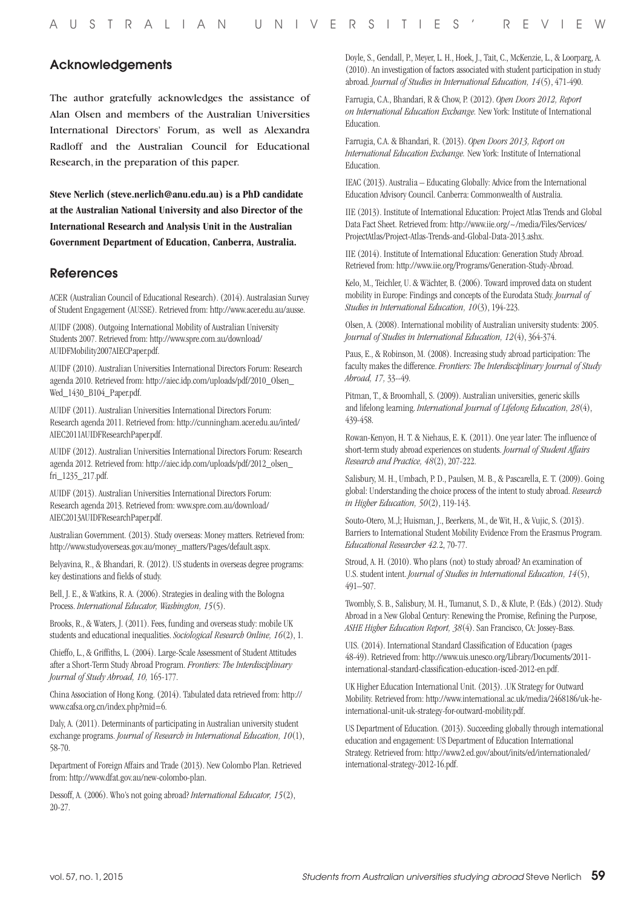## Acknowledgements

The author gratefully acknowledges the assistance of Alan Olsen and members of the Australian Universities International Directors' Forum, as well as Alexandra Radloff and the Australian Council for Educational Research, in the preparation of this paper.

**Steve Nerlich (steve.nerlich@anu.edu.au) is a PhD candidate at the Australian National University and also Director of the International Research and Analysis Unit in the Australian Government Department of Education, Canberra, Australia.**

## References

ACER (Australian Council of Educational Research). (2014). Australasian Survey of Student Engagement (AUSSE). Retrieved from: http://www.acer.edu.au/ausse.

AUIDF (2008). Outgoing International Mobility of Australian University Students 2007. Retrieved from: http://www.spre.com.au/download/AUIDFMobility2007AIECPaper.pdf.

AUIDF (2010). Australian Universities International Directors Forum: Research agenda 2010. Retrieved from: http://aiec.idp.com/uploads/pdf/2010_Olsen_Wed_1430_B104_Paper.pdf.

AUIDF (2011). Australian Universities International Directors Forum: Research agenda 2011. Retrieved from: http://cunningham.acer.edu.au/inted/AIEC2011AUIDFResearchPaper.pdf.

AUIDF (2012). Australian Universities International Directors Forum: Research agenda 2012. Retrieved from: http://aiec.idp.com/uploads/pdf/2012_olsen_fri_1235_217.pdf.

AUIDF (2013). Australian Universities International Directors Forum: Research agenda 2013. Retrieved from: www.spre.com.au/download/AIEC2013AUIDFResearchPaper.pdf.

Australian Government. (2013). Study overseas: Money matters. Retrieved from: http://www.studyoverseas.gov.au/money_matters/Pages/default.aspx.

Belyavina, R., & Bhandari, R. (2012). US students in overseas degree programs: key destinations and fields of study.

Bell, J. E., & Watkins, R. A. (2006). Strategies in dealing with the Bologna Process. *International Educator, Washington, 15*(5).

Brooks, R., & Waters, J. (2011). Fees, funding and overseas study: mobile UK students and educational inequalities. *Sociological Research Online, 16*(2), 1.

Chieffo, L., & Griffiths, L. (2004). Large-Scale Assessment of Student Attitudes after a Short-Term Study Abroad Program. *Frontiers: The Interdisciplinary Journal of Study Abroad, 10,* 165-177.

China Association of Hong Kong. (2014). Tabulated data retrieved from: http://www.cafsa.org.cn/index.php?mid=6.

Daly, A. (2011). Determinants of participating in Australian university student exchange programs. *Journal of Research in International Education, 10*(1), 58-70.

Department of Foreign Affairs and Trade (2013). New Colombo Plan. Retrieved from: http://www.dfat.gov.au/new-colombo-plan.

Dessoff, A. (2006). Who's not going abroad? *International Educator, 15*(2), 20-27.

Doyle, S., Gendall, P., Meyer, L. H., Hoek, J., Tait, C., McKenzie, L., & Loorparg, A. (2010). An investigation of factors associated with student participation in study abroad. *Journal of Studies in International Education, 14*(5), 471-490.

Farrugia, C.A., Bhandari, R & Chow, P. (2012). *Open Doors 2012, Report on International Education Exchange.* New York: Institute of International Education.

Farrugia, C.A. & Bhandari, R. (2013). *Open Doors 2013, Report on International Education Exchange.* New York: Institute of International Education.

IEAC (2013). Australia – Educating Globally: Advice from the International Education Advisory Council. Canberra: Commonwealth of Australia.

IIE (2013). Institute of International Education: Project Atlas Trends and Global Data Fact Sheet. Retrieved from: http://www.iie.org/~/media/Files/Services/ProjectAtlas/Project-Atlas-Trends-and-Global-Data-2013.ashx.

IIE (2014). Institute of International Education: Generation Study Abroad. Retrieved from: http://www.iie.org/Programs/Generation-Study-Abroad.

Kelo, M., Teichler, U. & Wächter, B. (2006). Toward improved data on student mobility in Europe: Findings and concepts of the Eurodata Study. *Journal of Studies in International Education, 10*(3), 194-223.

Olsen, A. (2008). International mobility of Australian university students: 2005. *Journal of Studies in International Education, 12*(4), 364-374.

Paus, E., & Robinson, M. (2008). Increasing study abroad participation: The faculty makes the difference. *Frontiers: The Interdisciplinary Journal of Study Abroad, 17,* 33–49.

Pitman, T., & Broomhall, S. (2009). Australian universities, generic skills and lifelong learning. *International Journal of Lifelong Education, 28*(4), 439-458.

Rowan-Kenyon, H. T. & Niehaus, E. K. (2011). One year later: The influence of short-term study abroad experiences on students. *Journal of Student Affairs Research and Practice, 48*(2), 207-222.

Salisbury, M. H., Umbach, P. D., Paulsen, M. B., & Pascarella, E. T. (2009). Going global: Understanding the choice process of the intent to study abroad. *Research in Higher Education, 50*(2), 119-143.

Souto-Otero, M.,|; Huisman, J., Beerkens, M., de Wit, H., & Vujic, S. (2013). Barriers to International Student Mobility Evidence From the Erasmus Program. *Educational Researcher 42.*2, 70-77.

Stroud, A. H. (2010). Who plans (not) to study abroad? An examination of U.S. student intent. *Journal of Studies in International Education, 14*(5), 491–507.

Twombly, S. B., Salisbury, M. H., Tumanut, S. D., & Klute, P. (Eds.) (2012). Study Abroad in a New Global Century: Renewing the Promise, Refining the Purpose, *ASHE Higher Education Report, 38*(4). San Francisco, CA: Jossey-Bass.

UIS. (2014). International Standard Classification of Education (pages 48-49). Retrieved from: http://www.uis.unesco.org/Library/Documents/2011-international-standard-classification-education-isced-2012-en.pdf.

UK Higher Education International Unit. (2013). .UK Strategy for Outward Mobility. Retrieved from: http://www.international.ac.uk/media/2468186/uk-he-international-unit-uk-strategy-for-outward-mobility.pdf.

US Department of Education. (2013). Succeeding globally through international education and engagement: US Department of Education International Strategy. Retrieved from: http://www2.ed.gov/about/inits/ed/internationaled/international-strategy-2012-16.pdf.